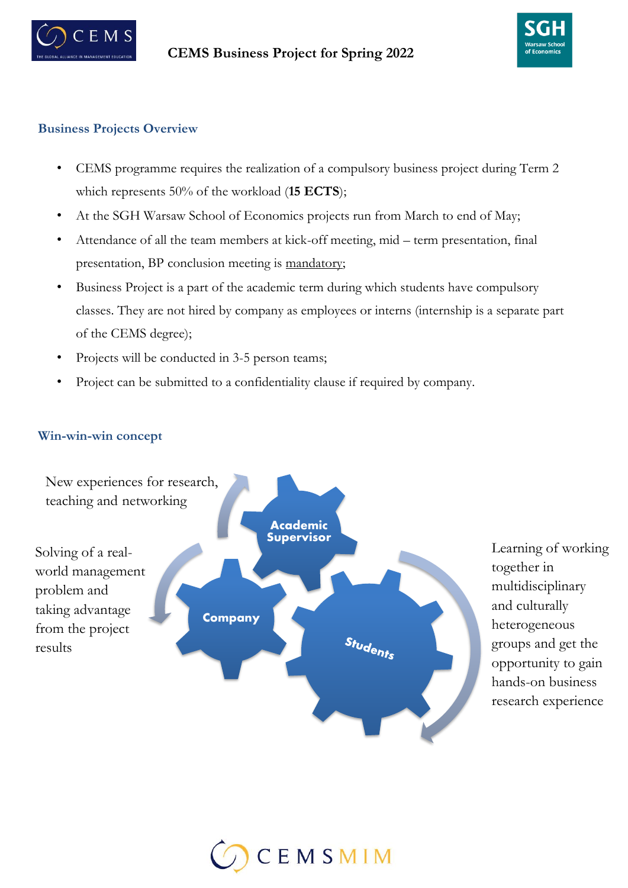# CEMS Business Project for Spring 2022

## Business Projects Overview

- CEMS programme requires the realization of a compulsory business project during Term 2 which represents 50% of the workload (**15 ECTS**);
- At the SGH Warsaw School of Economics projects run from March to end of May;
- Attendance of all the team members at kick-off meeting, mid – term presentation, final presentation, BP conclusion meeting is mandatory;
- Business Project is a part of the academic term during which students have compulsory classes. They are not hired by company as employees or interns (internship is a separate part of the CEMS degree);
- Projects will be conducted in 3-5 person teams;
- Project can be submitted to a confidentiality clause if required by company.

## Win-win-win concept

**Academic Supervisor**: New experiences for research, teaching and networking

**Company**: Solving of a real-world management problem and taking advantage from the project results

**Students**: Learning of working together in multidisciplinary and culturally heterogeneous groups and get the opportunity to gain hands-on business research experience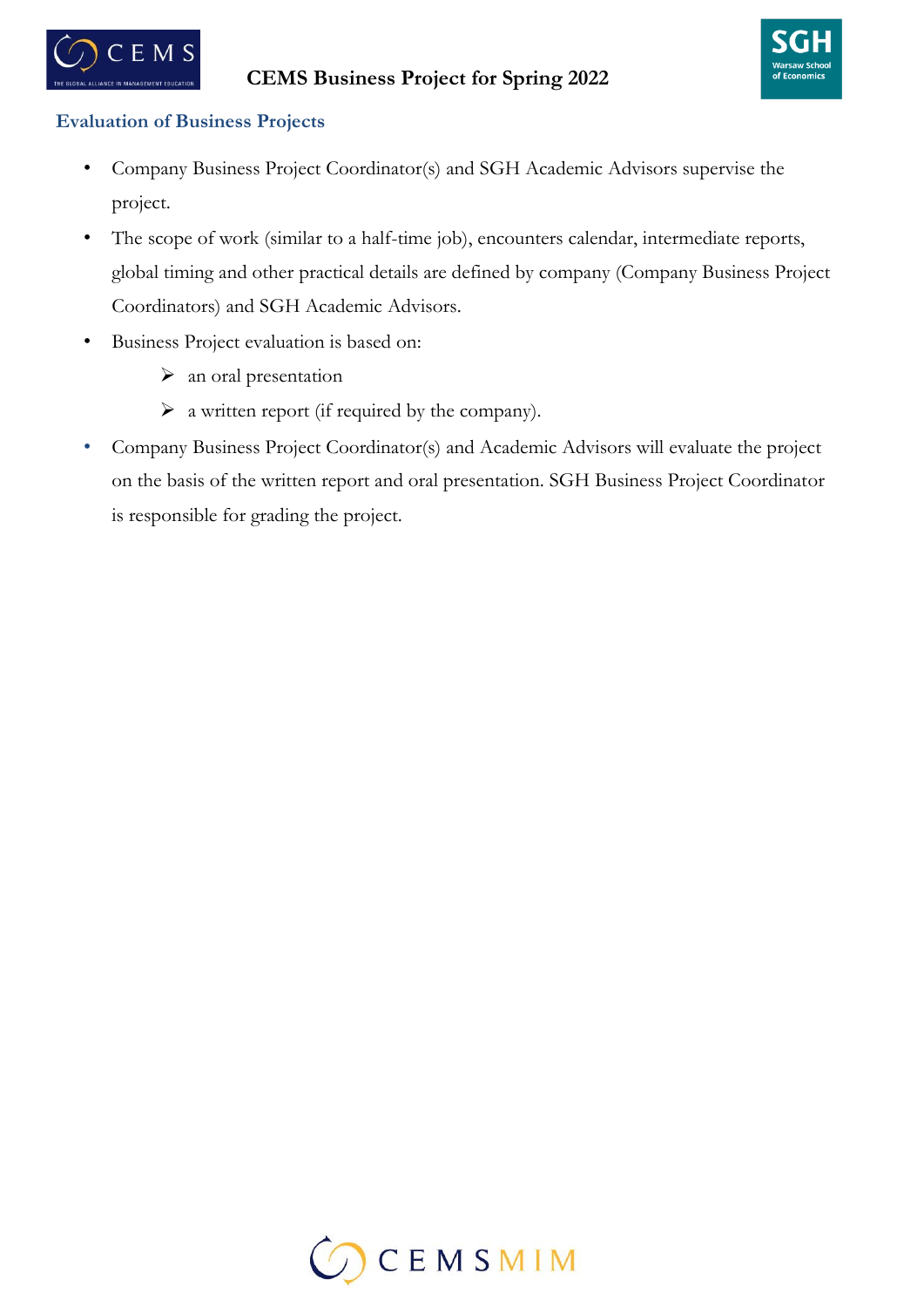## Evaluation of Business Projects

- Company Business Project Coordinator(s) and SGH Academic Advisors supervise the project.
- The scope of work (similar to a half-time job), encounters calendar, intermediate reports, global timing and other practical details are defined by company (Company Business Project Coordinators) and SGH Academic Advisors.
- Business Project evaluation is based on:
  - an oral presentation
  - a written report (if required by the company).
- Company Business Project Coordinator(s) and Academic Advisors will evaluate the project on the basis of the written report and oral presentation. SGH Business Project Coordinator is responsible for grading the project.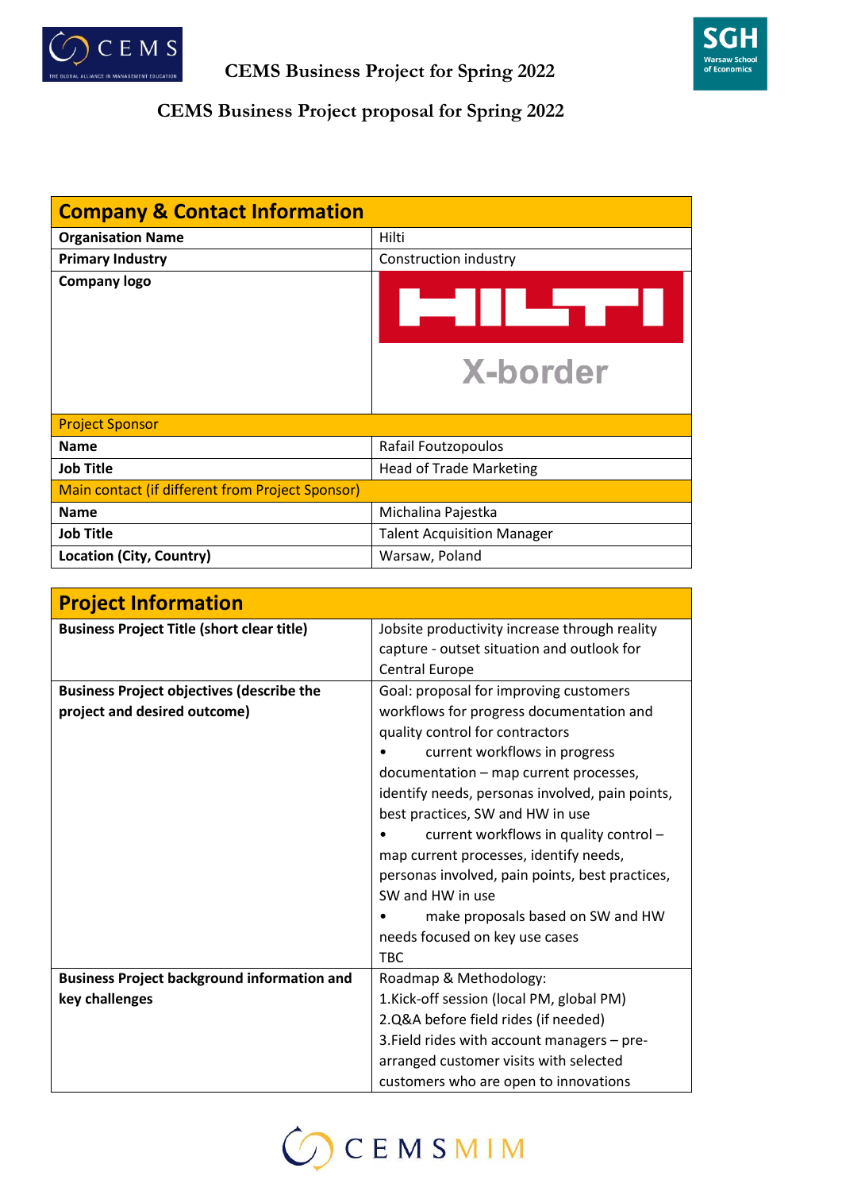# CEMS Business Project for Spring 2022

## CEMS Business Project proposal for Spring 2022

| **Company & Contact Information** | |
|---|---|
| **Organisation Name** | Hilti |
| **Primary Industry** | Construction industry |
| **Company logo** | HILTI X-border |
| Project Sponsor | |
| **Name** | Rafail Foutzopoulos |
| **Job Title** | Head of Trade Marketing |
| Main contact (if different from Project Sponsor) | |
| **Name** | Michalina Pajestka |
| **Job Title** | Talent Acquisition Manager |
| **Location (City, Country)** | Warsaw, Poland |

| **Project Information** | |
|---|---|
| **Business Project Title (short clear title)** | Jobsite productivity increase through reality capture - outset situation and outlook for Central Europe |
| **Business Project objectives (describe the project and desired outcome)** | Goal: proposal for improving customers workflows for progress documentation and quality control for contractors<br>• current workflows in progress documentation – map current processes, identify needs, personas involved, pain points, best practices, SW and HW in use<br>• current workflows in quality control – map current processes, identify needs, personas involved, pain points, best practices, SW and HW in use<br>• make proposals based on SW and HW needs focused on key use cases<br>TBC |
| **Business Project background information and key challenges** | Roadmap & Methodology:<br>1.Kick-off session (local PM, global PM)<br>2.Q&A before field rides (if needed)<br>3.Field rides with account managers – pre-arranged customer visits with selected customers who are open to innovations |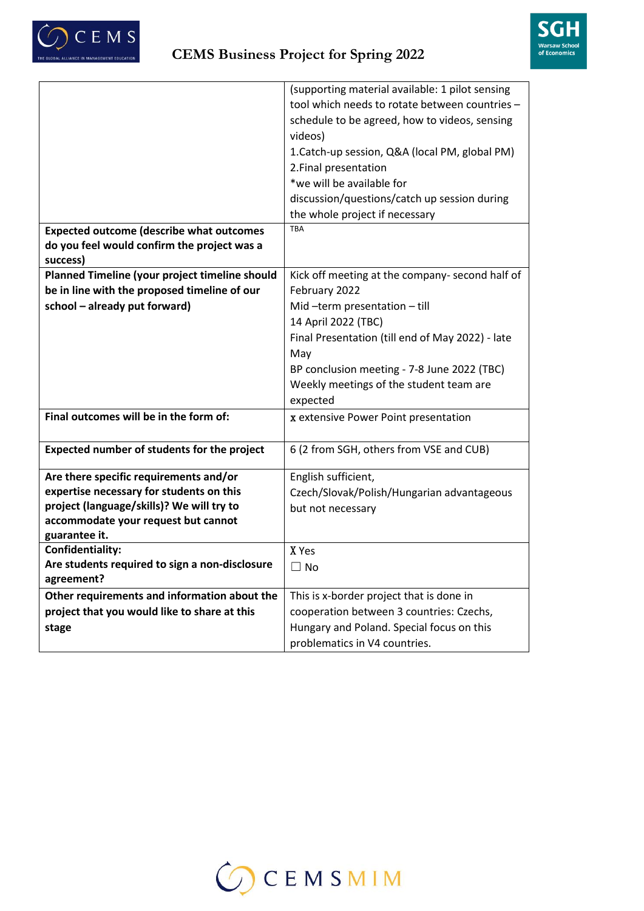| | |
|---|---|
| | (supporting material available: 1 pilot sensing tool which needs to rotate between countries – schedule to be agreed, how to videos, sensing videos)<br>1.Catch-up session, Q&A (local PM, global PM)<br>2.Final presentation<br>*we will be available for discussion/questions/catch up session during the whole project if necessary |
| **Expected outcome (describe what outcomes do you feel would confirm the project was a success)** | TBA |
| **Planned Timeline (your project timeline should be in line with the proposed timeline of our school – already put forward)** | Kick off meeting at the company- second half of February 2022<br>Mid –term presentation – till<br>14 April 2022 (TBC)<br>Final Presentation (till end of May 2022) - late May<br>BP conclusion meeting - 7-8 June 2022 (TBC)<br>Weekly meetings of the student team are expected |
| **Final outcomes will be in the form of:** | x extensive Power Point presentation |
| **Expected number of students for the project** | 6 (2 from SGH, others from VSE and CUB) |
| **Are there specific requirements and/or expertise necessary for students on this project (language/skills)? We will try to accommodate your request but cannot guarantee it.** | English sufficient, Czech/Slovak/Polish/Hungarian advantageous but not necessary |
| **Confidentiality:**<br>**Are students required to sign a non-disclosure agreement?** | X Yes<br>☐ No |
| **Other requirements and information about the project that you would like to share at this stage** | This is x-border project that is done in cooperation between 3 countries: Czechs, Hungary and Poland. Special focus on this problematics in V4 countries. |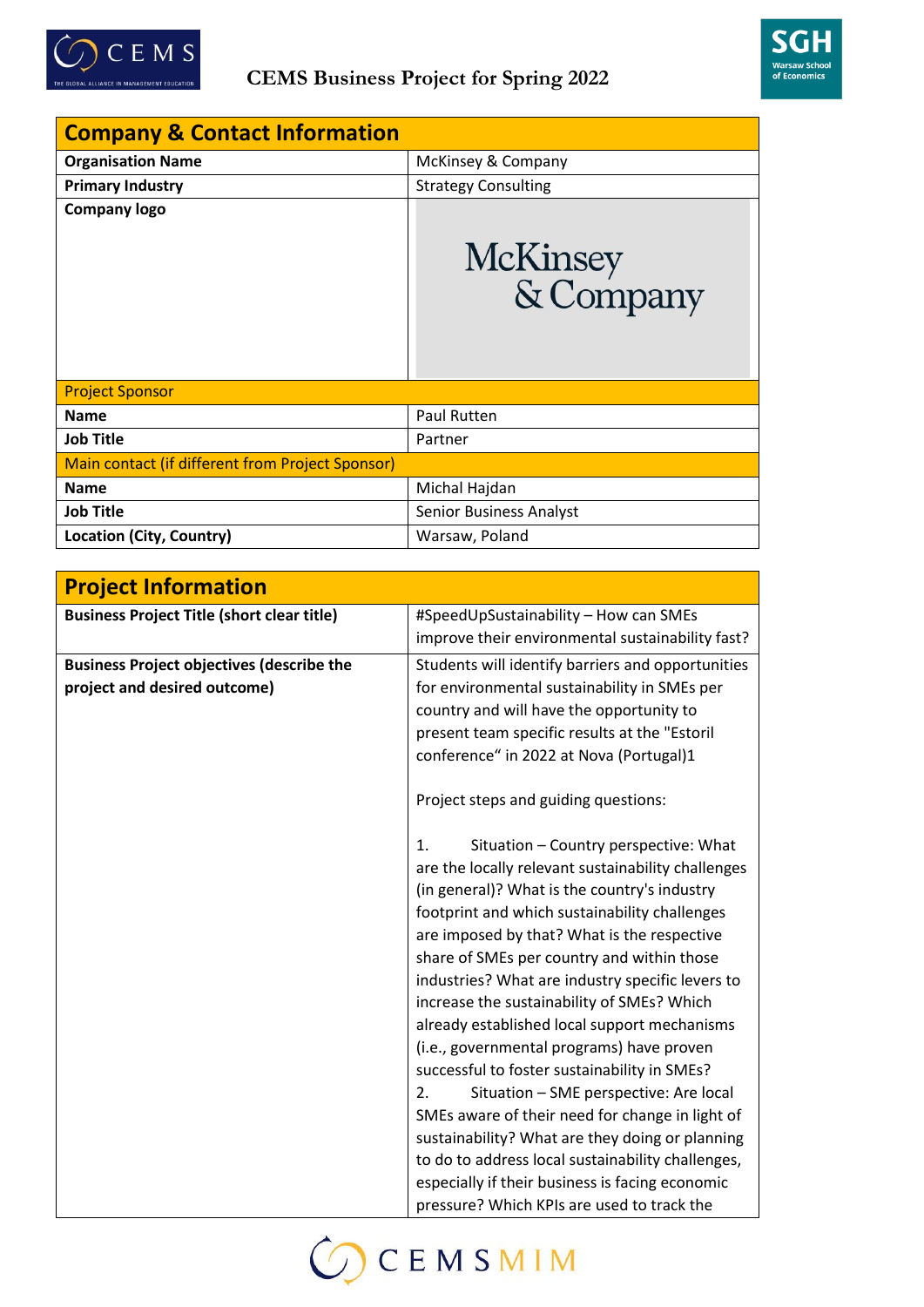CEMS Business Project for Spring 2022

| Company & Contact Information | |
|---|---|
| **Organisation Name** | McKinsey & Company |
| **Primary Industry** | Strategy Consulting |
| **Company logo** | McKinsey & Company |
| Project Sponsor | |
| **Name** | Paul Rutten |
| **Job Title** | Partner |
| Main contact (if different from Project Sponsor) | |
| **Name** | Michal Hajdan |
| **Job Title** | Senior Business Analyst |
| **Location (City, Country)** | Warsaw, Poland |

| Project Information | |
|---|---|
| **Business Project Title (short clear title)** | #SpeedUpSustainability – How can SMEs improve their environmental sustainability fast? |
| **Business Project objectives (describe the project and desired outcome)** | Students will identify barriers and opportunities for environmental sustainability in SMEs per country and will have the opportunity to present team specific results at the "Estoril conference" in 2022 at Nova (Portugal)1<br><br>Project steps and guiding questions:<br><br>1. Situation – Country perspective: What are the locally relevant sustainability challenges (in general)? What is the country's industry footprint and which sustainability challenges are imposed by that? What is the respective share of SMEs per country and within those industries? What are industry specific levers to increase the sustainability of SMEs? Which already established local support mechanisms (i.e., governmental programs) have proven successful to foster sustainability in SMEs?<br>2. Situation – SME perspective: Are local SMEs aware of their need for change in light of sustainability? What are they doing or planning to do to address local sustainability challenges, especially if their business is facing economic pressure? Which KPIs are used to track the |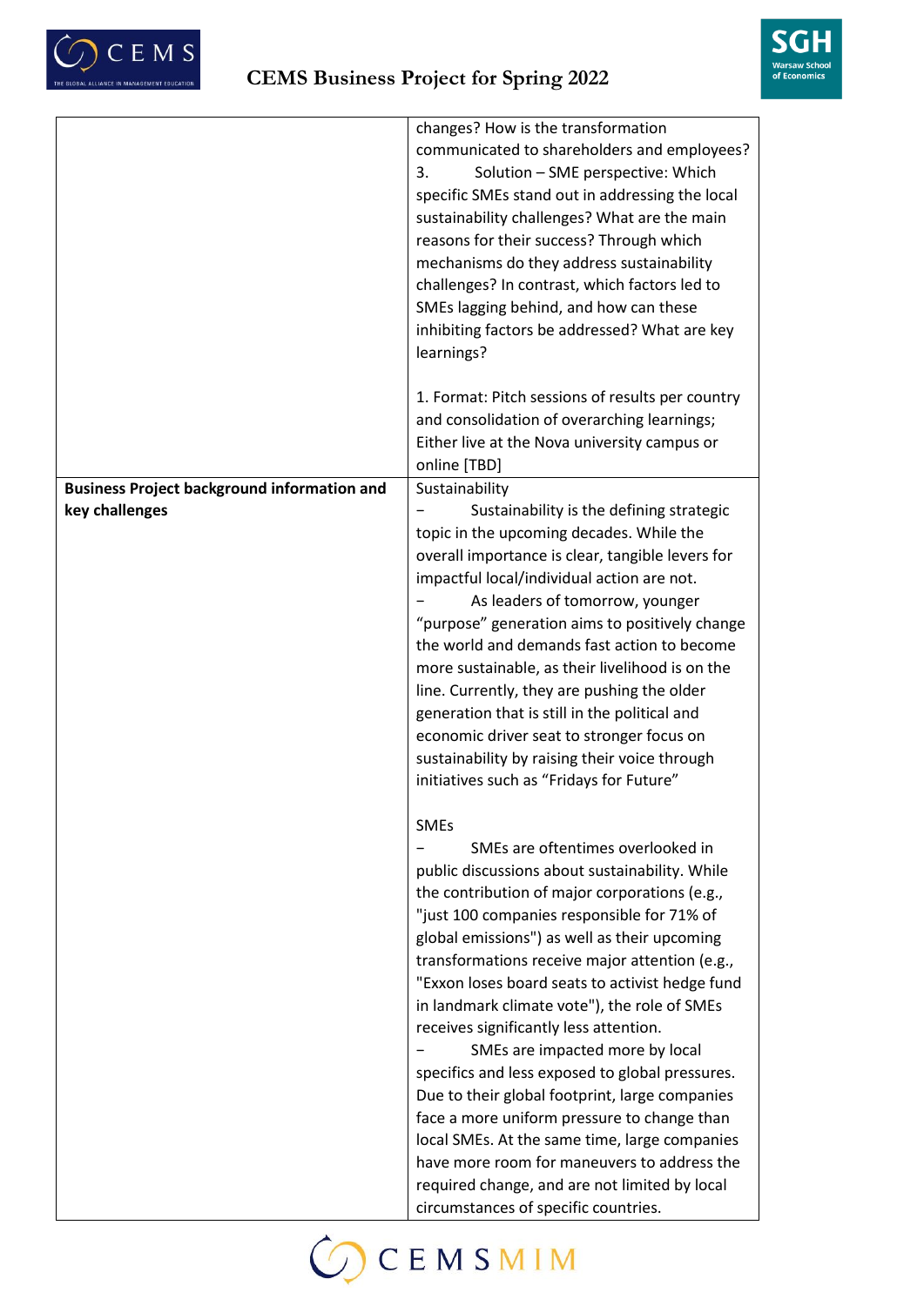| | |
|---|---|
| | changes? How is the transformation communicated to shareholders and employees?<br>3. Solution – SME perspective: Which specific SMEs stand out in addressing the local sustainability challenges? What are the main reasons for their success? Through which mechanisms do they address sustainability challenges? In contrast, which factors led to SMEs lagging behind, and how can these inhibiting factors be addressed? What are key learnings?<br><br>1. Format: Pitch sessions of results per country and consolidation of overarching learnings; Either live at the Nova university campus or online [TBD] |
| **Business Project background information and key challenges** | Sustainability<br>– Sustainability is the defining strategic topic in the upcoming decades. While the overall importance is clear, tangible levers for impactful local/individual action are not.<br>– As leaders of tomorrow, younger "purpose" generation aims to positively change the world and demands fast action to become more sustainable, as their livelihood is on the line. Currently, they are pushing the older generation that is still in the political and economic driver seat to stronger focus on sustainability by raising their voice through initiatives such as "Fridays for Future"<br><br>SMEs<br>– SMEs are oftentimes overlooked in public discussions about sustainability. While the contribution of major corporations (e.g., "just 100 companies responsible for 71% of global emissions") as well as their upcoming transformations receive major attention (e.g., "Exxon loses board seats to activist hedge fund in landmark climate vote"), the role of SMEs receives significantly less attention.<br>– SMEs are impacted more by local specifics and less exposed to global pressures. Due to their global footprint, large companies face a more uniform pressure to change than local SMEs. At the same time, large companies have more room for maneuvers to address the required change, and are not limited by local circumstances of specific countries. |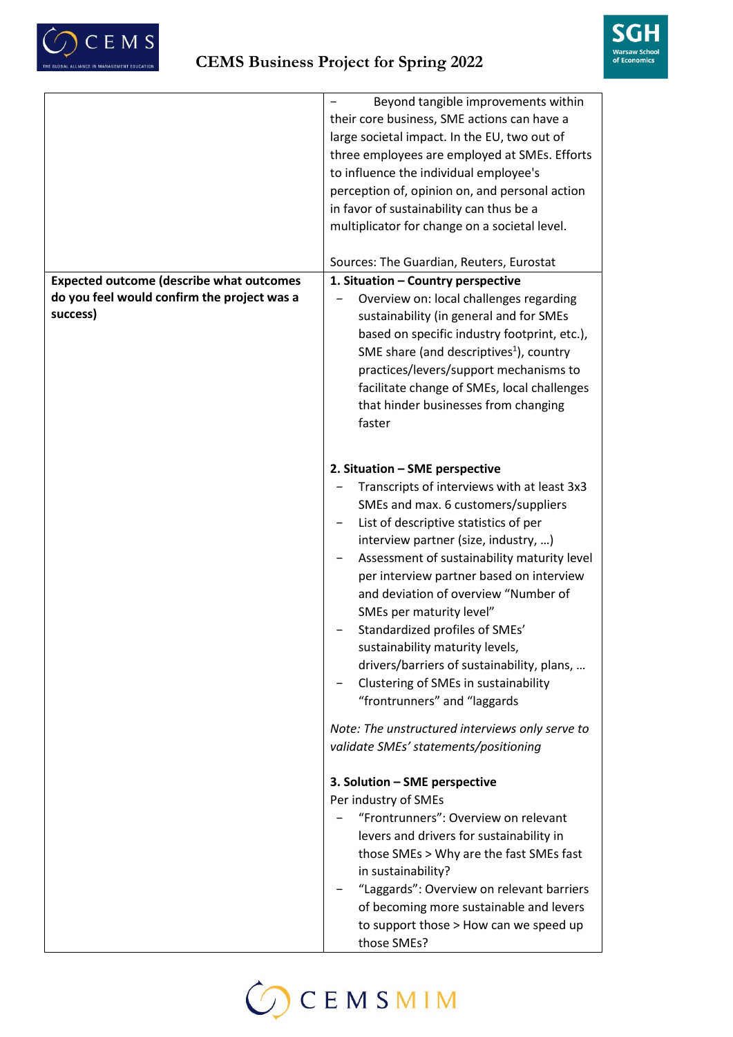| | |
|---|---|
| | − Beyond tangible improvements within their core business, SME actions can have a large societal impact. In the EU, two out of three employees are employed at SMEs. Efforts to influence the individual employee's perception of, opinion on, and personal action in favor of sustainability can thus be a multiplicator for change on a societal level.<br><br>Sources: The Guardian, Reuters, Eurostat |
| **Expected outcome (describe what outcomes do you feel would confirm the project was a success)** | **1. Situation – Country perspective**<br>− Overview on: local challenges regarding sustainability (in general and for SMEs based on specific industry footprint, etc.), SME share (and descriptives[1]), country practices/levers/support mechanisms to facilitate change of SMEs, local challenges that hinder businesses from changing faster<br><br>**2. Situation – SME perspective**<br>− Transcripts of interviews with at least 3x3 SMEs and max. 6 customers/suppliers<br>− List of descriptive statistics of per interview partner (size, industry, …)<br>− Assessment of sustainability maturity level per interview partner based on interview and deviation of overview "Number of SMEs per maturity level"<br>− Standardized profiles of SMEs' sustainability maturity levels, drivers/barriers of sustainability, plans, …<br>− Clustering of SMEs in sustainability "frontrunners" and "laggards<br><br>*Note: The unstructured interviews only serve to validate SMEs' statements/positioning*<br><br>**3. Solution – SME perspective**<br>Per industry of SMEs<br>− "Frontrunners": Overview on relevant levers and drivers for sustainability in those SMEs > Why are the fast SMEs fast in sustainability?<br>− "Laggards": Overview on relevant barriers of becoming more sustainable and levers to support those > How can we speed up those SMEs? |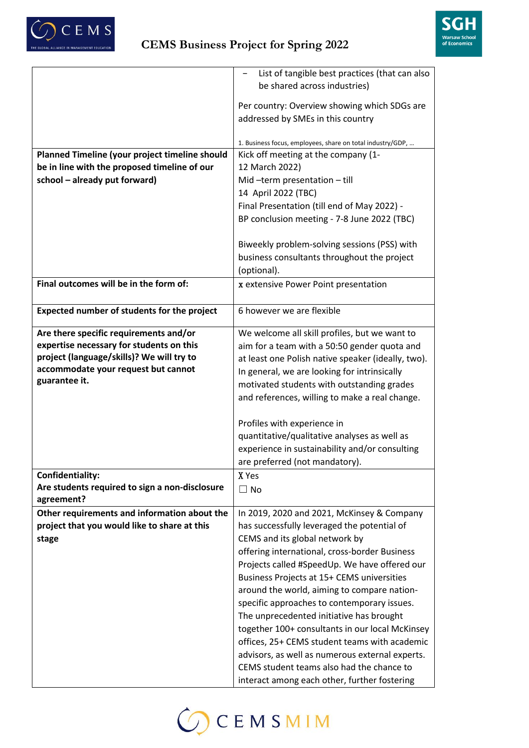| | |
|---|---|
| | − List of tangible best practices (that can also be shared across industries)<br><br>Per country: Overview showing which SDGs are addressed by SMEs in this country<br><br>1. Business focus, employees, share on total industry/GDP, … |
| **Planned Timeline (your project timeline should be in line with the proposed timeline of our school – already put forward)** | Kick off meeting at the company (1-12 March 2022)<br>Mid –term presentation – till 14 April 2022 (TBC)<br>Final Presentation (till end of May 2022) -<br>BP conclusion meeting - 7-8 June 2022 (TBC)<br><br>Biweekly problem-solving sessions (PSS) with business consultants throughout the project (optional). |
| **Final outcomes will be in the form of:** | x extensive Power Point presentation |
| **Expected number of students for the project** | 6 however we are flexible |
| **Are there specific requirements and/or expertise necessary for students on this project (language/skills)? We will try to accommodate your request but cannot guarantee it.** | We welcome all skill profiles, but we want to aim for a team with a 50:50 gender quota and at least one Polish native speaker (ideally, two). In general, we are looking for intrinsically motivated students with outstanding grades and references, willing to make a real change.<br><br>Profiles with experience in quantitative/qualitative analyses as well as experience in sustainability and/or consulting are preferred (not mandatory). |
| **Confidentiality:**<br>**Are students required to sign a non-disclosure agreement?** | X Yes<br>☐ No |
| **Other requirements and information about the project that you would like to share at this stage** | In 2019, 2020 and 2021, McKinsey & Company has successfully leveraged the potential of CEMS and its global network by offering international, cross-border Business Projects called #SpeedUp. We have offered our Business Projects at 15+ CEMS universities around the world, aiming to compare nation-specific approaches to contemporary issues. The unprecedented initiative has brought together 100+ consultants in our local McKinsey offices, 25+ CEMS student teams with academic advisors, as well as numerous external experts. CEMS student teams also had the chance to interact among each other, further fostering |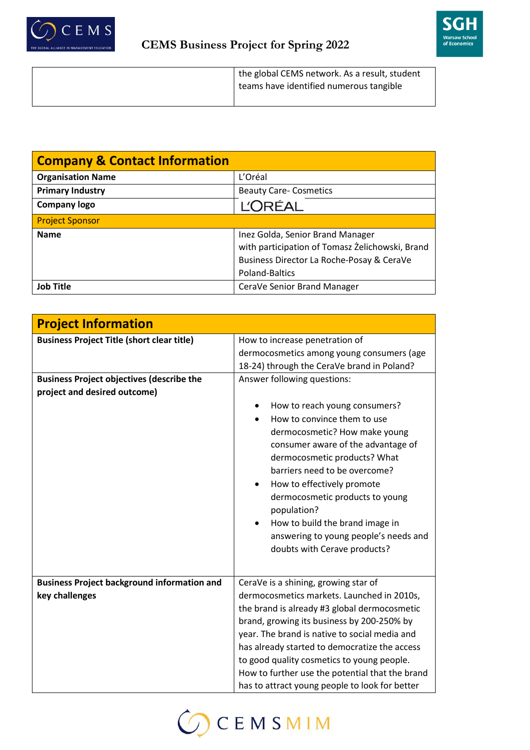| | |
|---|---|
| | the global CEMS network. As a result, student teams have identified numerous tangible |

| Company & Contact Information | |
|---|---|
| **Organisation Name** | L'Oréal |
| **Primary Industry** | Beauty Care- Cosmetics |
| **Company logo** | L'ORÉAL |
| Project Sponsor | |
| **Name** | Inez Golda, Senior Brand Manager with participation of Tomasz Żelichowski, Brand Business Director La Roche-Posay & CeraVe Poland-Baltics |
| **Job Title** | CeraVe Senior Brand Manager |

| Project Information | |
|---|---|
| **Business Project Title (short clear title)** | How to increase penetration of dermocosmetics among young consumers (age 18-24) through the CeraVe brand in Poland? |
| **Business Project objectives (describe the project and desired outcome)** | Answer following questions:<br><br>• How to reach young consumers?<br>• How to convince them to use dermocosmetic? How make young consumer aware of the advantage of dermocosmetic products? What barriers need to be overcome?<br>• How to effectively promote dermocosmetic products to young population?<br>• How to build the brand image in answering to young people's needs and doubts with Cerave products? |
| **Business Project background information and key challenges** | CeraVe is a shining, growing star of dermocosmetics markets. Launched in 2010s, the brand is already #3 global dermocosmetic brand, growing its business by 200-250% by year. The brand is native to social media and has already started to democratize the access to good quality cosmetics to young people. How to further use the potential that the brand has to attract young people to look for better |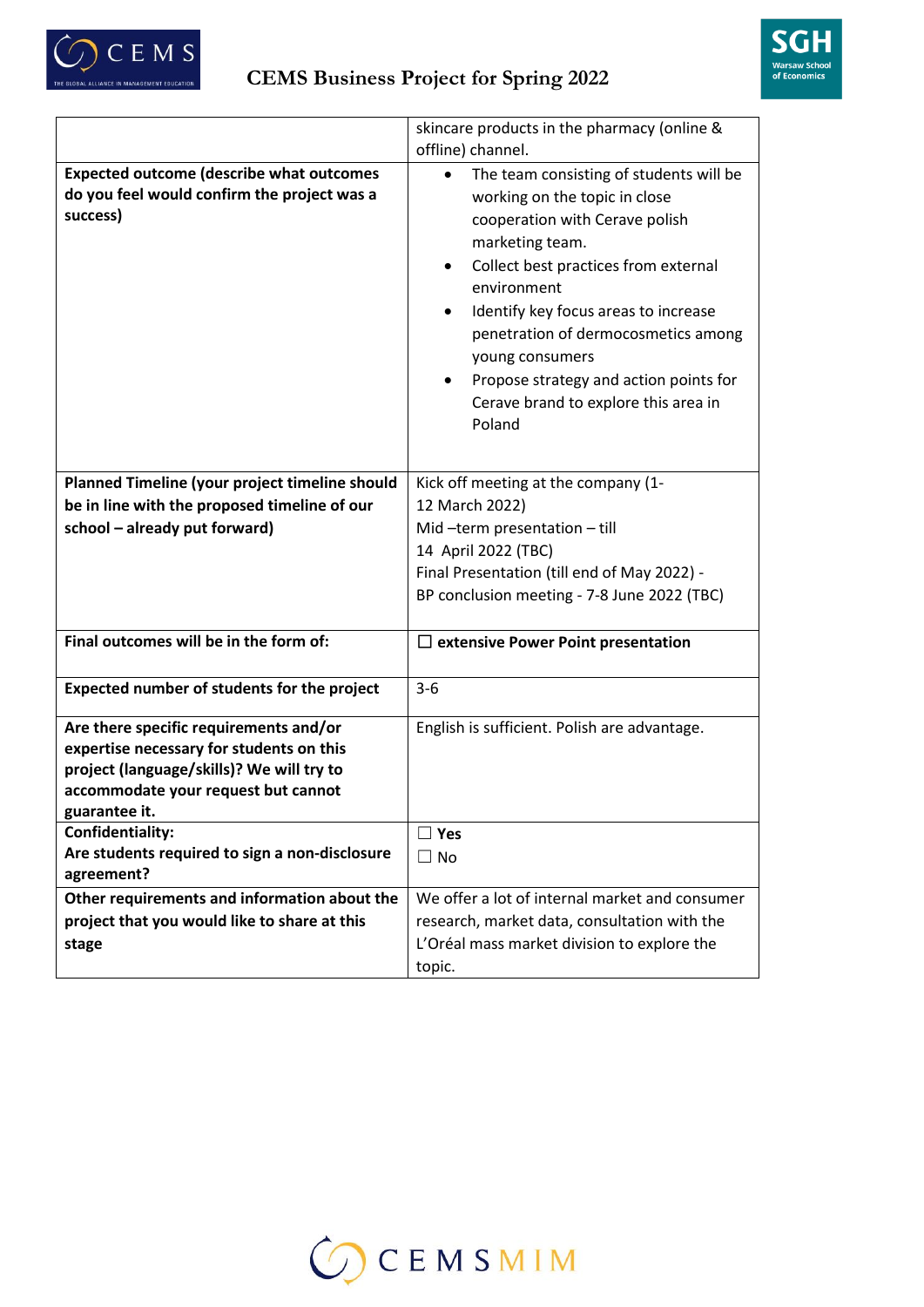|  |  |
|---|---|
|  | skincare products in the pharmacy (online & offline) channel. |
| **Expected outcome (describe what outcomes do you feel would confirm the project was a success)** | • The team consisting of students will be working on the topic in close cooperation with Cerave polish marketing team.<br>• Collect best practices from external environment<br>• Identify key focus areas to increase penetration of dermocosmetics among young consumers<br>• Propose strategy and action points for Cerave brand to explore this area in Poland |
| **Planned Timeline (your project timeline should be in line with the proposed timeline of our school – already put forward)** | Kick off meeting at the company (1-12 March 2022)<br>Mid –term presentation – till 14 April 2022 (TBC)<br>Final Presentation (till end of May 2022) -<br>BP conclusion meeting - 7-8 June 2022 (TBC) |
| **Final outcomes will be in the form of:** | ☐ **extensive Power Point presentation** |
| **Expected number of students for the project** | 3-6 |
| **Are there specific requirements and/or expertise necessary for students on this project (language/skills)? We will try to accommodate your request but cannot guarantee it.** | English is sufficient. Polish are advantage. |
| **Confidentiality:**<br>**Are students required to sign a non-disclosure agreement?** | ☐ **Yes**<br>☐ No |
| **Other requirements and information about the project that you would like to share at this stage** | We offer a lot of internal market and consumer research, market data, consultation with the L'Oréal mass market division to explore the topic. |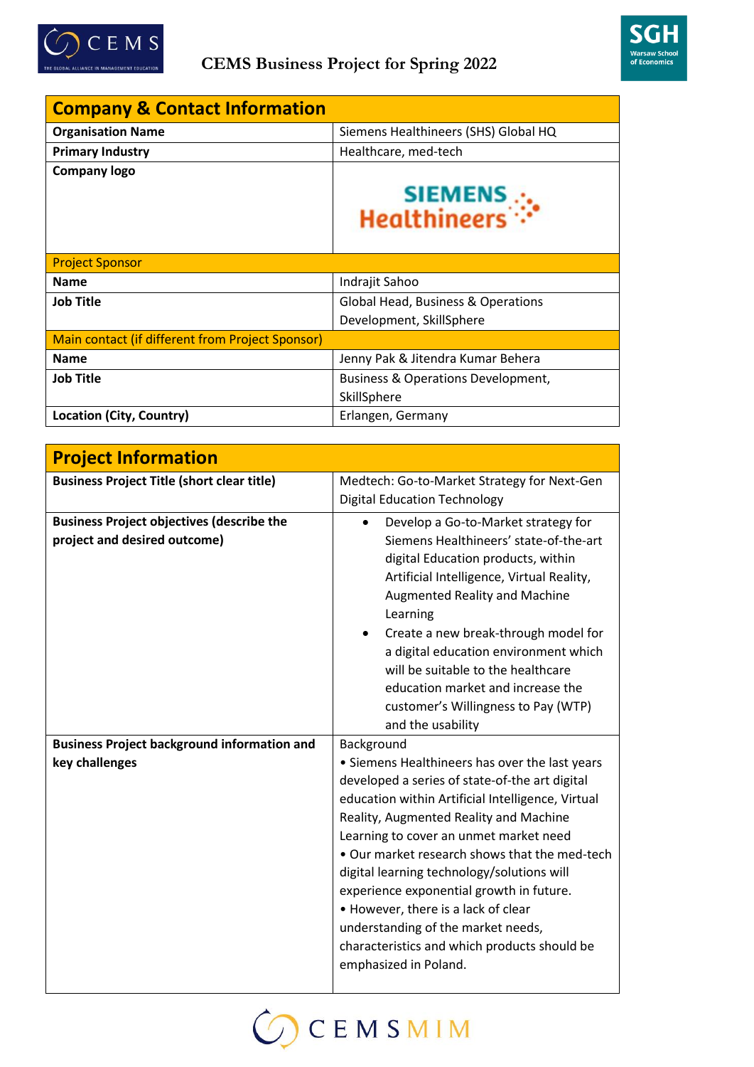**CEMS Business Project for Spring 2022**

| Company & Contact Information | |
|---|---|
| **Organisation Name** | Siemens Healthineers (SHS) Global HQ |
| **Primary Industry** | Healthcare, med-tech |
| **Company logo** | SIEMENS Healthineers |
| Project Sponsor | |
| **Name** | Indrajit Sahoo |
| **Job Title** | Global Head, Business & Operations Development, SkillSphere |
| Main contact (if different from Project Sponsor) | |
| **Name** | Jenny Pak & Jitendra Kumar Behera |
| **Job Title** | Business & Operations Development, SkillSphere |
| **Location (City, Country)** | Erlangen, Germany |

| Project Information | |
|---|---|
| **Business Project Title (short clear title)** | Medtech: Go-to-Market Strategy for Next-Gen Digital Education Technology |
| **Business Project objectives (describe the project and desired outcome)** | • Develop a Go-to-Market strategy for Siemens Healthineers' state-of-the-art digital Education products, within Artificial Intelligence, Virtual Reality, Augmented Reality and Machine Learning<br>• Create a new break-through model for a digital education environment which will be suitable to the healthcare education market and increase the customer's Willingness to Pay (WTP) and the usability |
| **Business Project background information and key challenges** | Background<br>• Siemens Healthineers has over the last years developed a series of state-of-the art digital education within Artificial Intelligence, Virtual Reality, Augmented Reality and Machine Learning to cover an unmet market need<br>• Our market research shows that the med-tech digital learning technology/solutions will experience exponential growth in future.<br>• However, there is a lack of clear understanding of the market needs, characteristics and which products should be emphasized in Poland. |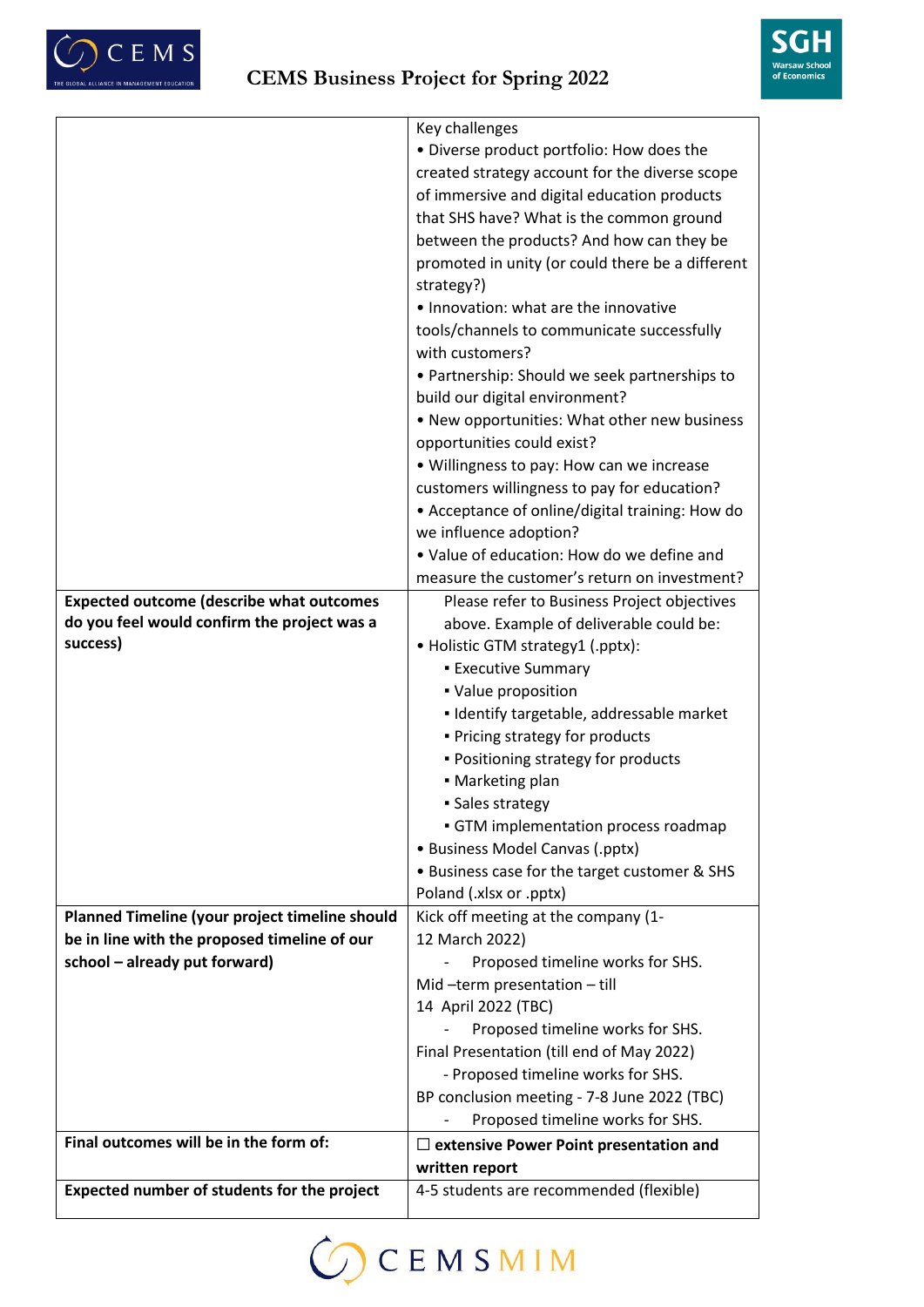| | |
|---|---|
| | Key challenges<br>• Diverse product portfolio: How does the created strategy account for the diverse scope of immersive and digital education products that SHS have? What is the common ground between the products? And how can they be promoted in unity (or could there be a different strategy?)<br>• Innovation: what are the innovative tools/channels to communicate successfully with customers?<br>• Partnership: Should we seek partnerships to build our digital environment?<br>• New opportunities: What other new business opportunities could exist?<br>• Willingness to pay: How can we increase customers willingness to pay for education?<br>• Acceptance of online/digital training: How do we influence adoption?<br>• Value of education: How do we define and measure the customer's return on investment? |
| **Expected outcome (describe what outcomes do you feel would confirm the project was a success)** | Please refer to Business Project objectives above. Example of deliverable could be:<br>• Holistic GTM strategy1 (.pptx):<br>▪ Executive Summary<br>▪ Value proposition<br>▪ Identify targetable, addressable market<br>▪ Pricing strategy for products<br>▪ Positioning strategy for products<br>▪ Marketing plan<br>▪ Sales strategy<br>▪ GTM implementation process roadmap<br>• Business Model Canvas (.pptx)<br>• Business case for the target customer & SHS Poland (.xlsx or .pptx) |
| **Planned Timeline (your project timeline should be in line with the proposed timeline of our school – already put forward)** | Kick off meeting at the company (1-12 March 2022)<br>- Proposed timeline works for SHS.<br>Mid –term presentation – till 14 April 2022 (TBC)<br>- Proposed timeline works for SHS.<br>Final Presentation (till end of May 2022)<br>- Proposed timeline works for SHS.<br>BP conclusion meeting - 7-8 June 2022 (TBC)<br>- Proposed timeline works for SHS. |
| **Final outcomes will be in the form of:** | ☐ **extensive Power Point presentation and written report** |
| **Expected number of students for the project** | 4-5 students are recommended (flexible) |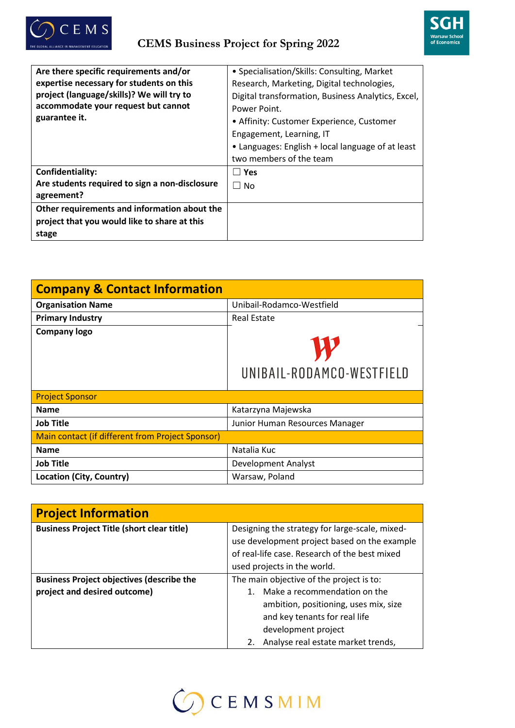| Are there specific requirements and/or expertise necessary for students on this project (language/skills)? We will try to accommodate your request but cannot guarantee it. | • Specialisation/Skills: Consulting, Market Research, Marketing, Digital technologies, Digital transformation, Business Analytics, Excel, Power Point. • Affinity: Customer Experience, Customer Engagement, Learning, IT • Languages: English + local language of at least two members of the team |
|---|---|
| **Confidentiality:** Are students required to sign a non-disclosure agreement? | ☐ **Yes** ☐ No |
| **Other requirements and information about the project that you would like to share at this stage** | |

## Company & Contact Information

| | |
|---|---|
| **Organisation Name** | Unibail-Rodamco-Westfield |
| **Primary Industry** | Real Estate |
| **Company logo** | UNIBAIL-RODAMCO-WESTFIELD |
| Project Sponsor | |
| **Name** | Katarzyna Majewska |
| **Job Title** | Junior Human Resources Manager |
| Main contact (if different from Project Sponsor) | |
| **Name** | Natalia Kuc |
| **Job Title** | Development Analyst |
| **Location (City, Country)** | Warsaw, Poland |

## Project Information

| | |
|---|---|
| **Business Project Title (short clear title)** | Designing the strategy for large-scale, mixed-use development project based on the example of real-life case. Research of the best mixed used projects in the world. |
| **Business Project objectives (describe the project and desired outcome)** | The main objective of the project is to: 1. Make a recommendation on the ambition, positioning, uses mix, size and key tenants for real life development project 2. Analyse real estate market trends, |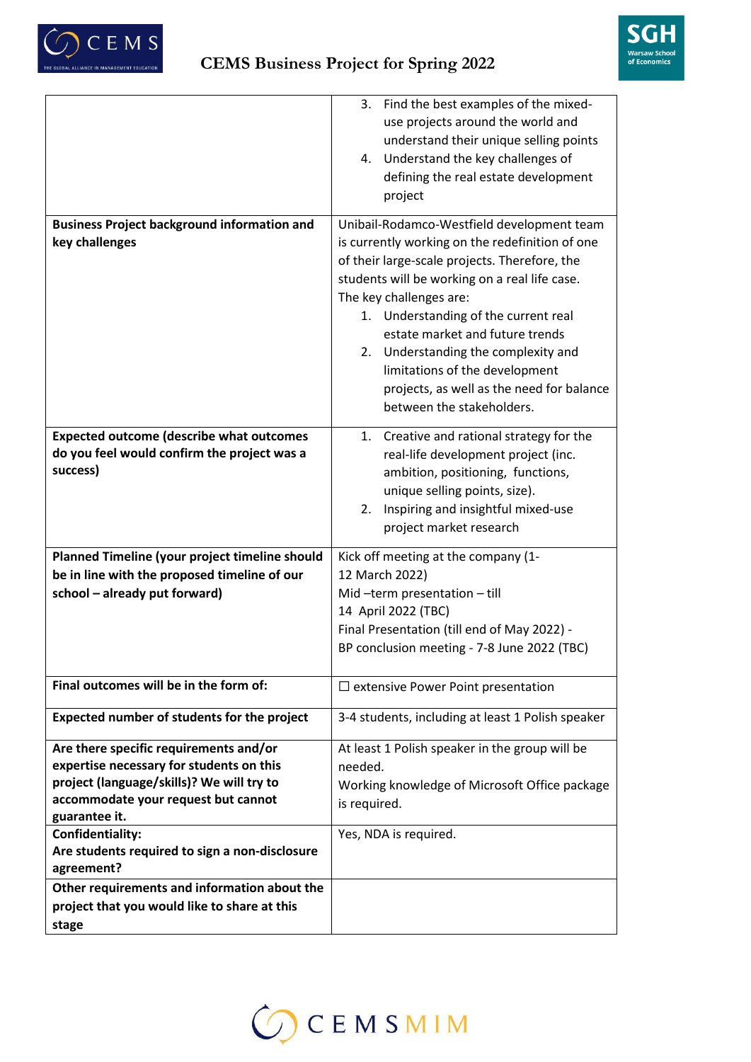| | |
|---|---|
| | 3. Find the best examples of the mixed-use projects around the world and understand their unique selling points<br>4. Understand the key challenges of defining the real estate development project |
| **Business Project background information and key challenges** | Unibail-Rodamco-Westfield development team is currently working on the redefinition of one of their large-scale projects. Therefore, the students will be working on a real life case.<br>The key challenges are:<br>1. Understanding of the current real estate market and future trends<br>2. Understanding the complexity and limitations of the development projects, as well as the need for balance between the stakeholders. |
| **Expected outcome (describe what outcomes do you feel would confirm the project was a success)** | 1. Creative and rational strategy for the real-life development project (inc. ambition, positioning, functions, unique selling points, size).<br>2. Inspiring and insightful mixed-use project market research |
| **Planned Timeline (your project timeline should be in line with the proposed timeline of our school – already put forward)** | Kick off meeting at the company (1-12 March 2022)<br>Mid –term presentation – till 14 April 2022 (TBC)<br>Final Presentation (till end of May 2022) -<br>BP conclusion meeting - 7-8 June 2022 (TBC) |
| **Final outcomes will be in the form of:** | ☐ extensive Power Point presentation |
| **Expected number of students for the project** | 3-4 students, including at least 1 Polish speaker |
| **Are there specific requirements and/or expertise necessary for students on this project (language/skills)? We will try to accommodate your request but cannot guarantee it.** | At least 1 Polish speaker in the group will be needed.<br>Working knowledge of Microsoft Office package is required. |
| **Confidentiality:**<br>**Are students required to sign a non-disclosure agreement?** | Yes, NDA is required. |
| **Other requirements and information about the project that you would like to share at this stage** | |